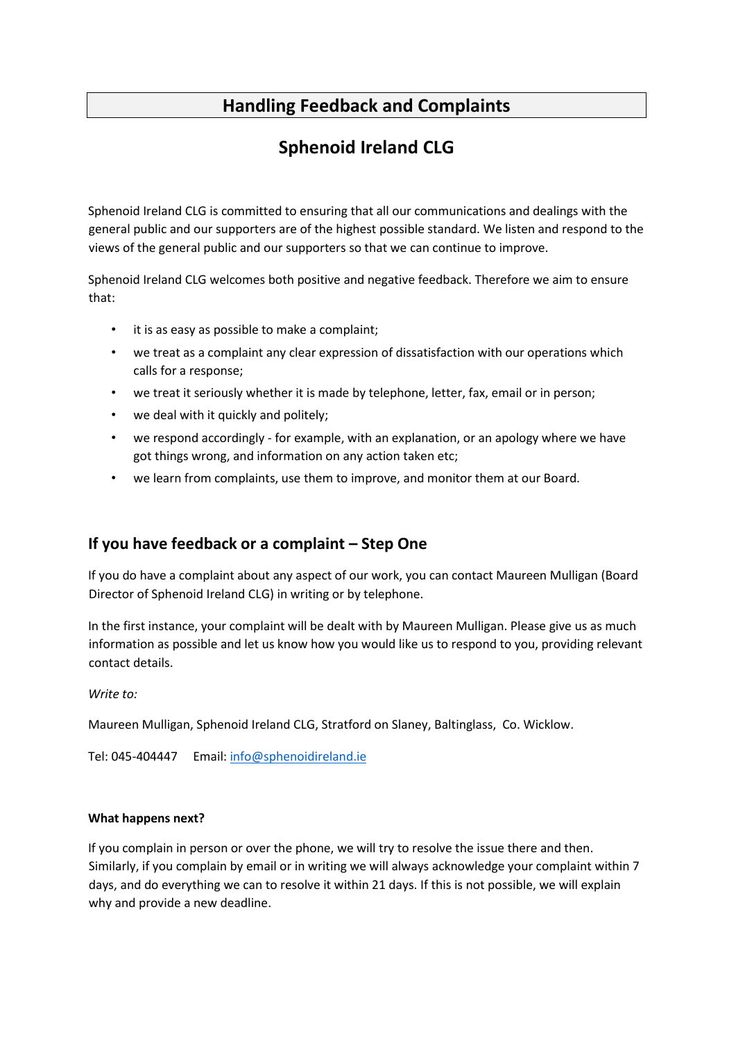# Handling Feedback and Complaints

# Sphenoid Ireland CLG

Sphenoid Ireland CLG is committed to ensuring that all our communications and dealings with the general public and our supporters are of the highest possible standard. We listen and respond to the views of the general public and our supporters so that we can continue to improve.

Sphenoid Ireland CLG welcomes both positive and negative feedback. Therefore we aim to ensure that:

- it is as easy as possible to make a complaint;
- we treat as a complaint any clear expression of dissatisfaction with our operations which calls for a response;
- we treat it seriously whether it is made by telephone, letter, fax, email or in person;
- we deal with it quickly and politely;
- we respond accordingly - for example, with an explanation, or an apology where we have got things wrong, and information on any action taken etc;
- we learn from complaints, use them to improve, and monitor them at our Board.

## If you have feedback or a complaint – Step One

If you do have a complaint about any aspect of our work, you can contact Maureen Mulligan (Board Director of Sphenoid Ireland CLG) in writing or by telephone.

In the first instance, your complaint will be dealt with by Maureen Mulligan. Please give us as much information as possible and let us know how you would like us to respond to you, providing relevant contact details.

*Write to:*

Maureen Mulligan, Sphenoid Ireland CLG, Stratford on Slaney, Baltinglass, Co. Wicklow.

Tel: 045-404447 Email: info@sphenoidireland.ie

**What happens next?**

If you complain in person or over the phone, we will try to resolve the issue there and then. Similarly, if you complain by email or in writing we will always acknowledge your complaint within 7 days, and do everything we can to resolve it within 21 days. If this is not possible, we will explain why and provide a new deadline.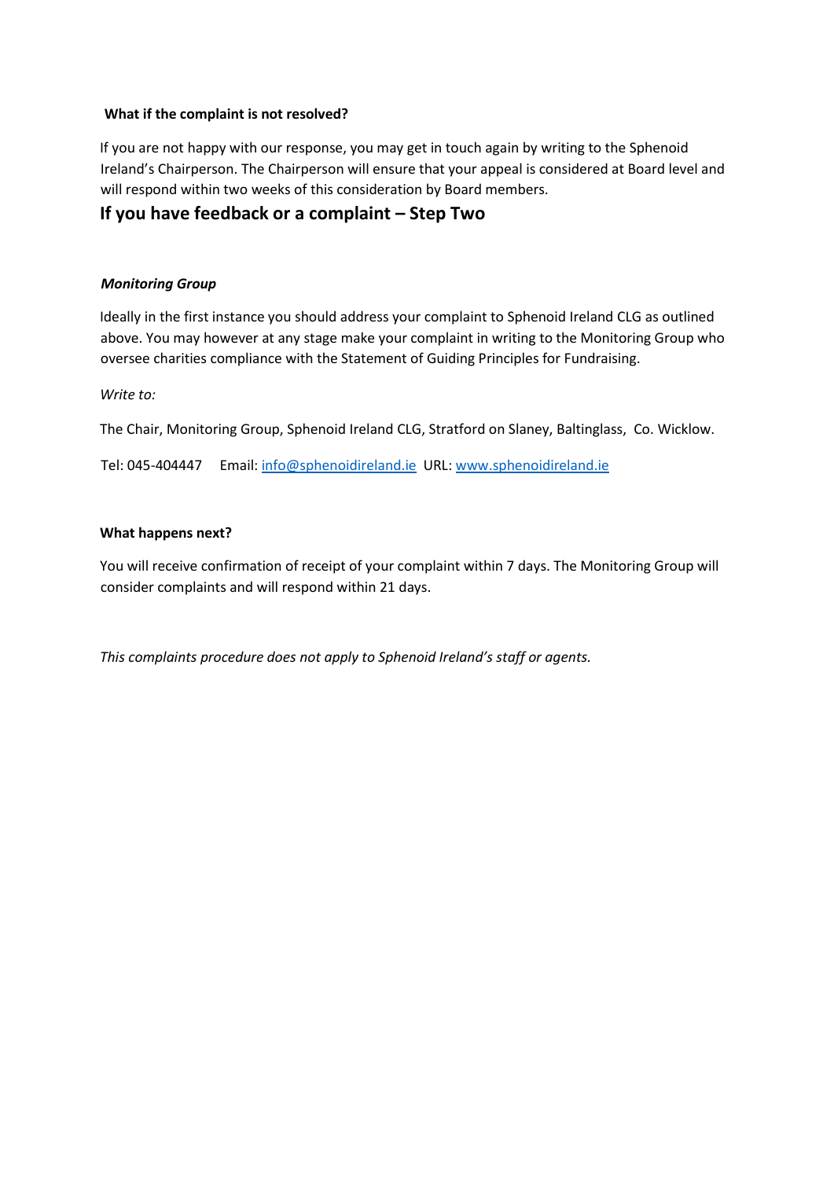**What if the complaint is not resolved?**

If you are not happy with our response, you may get in touch again by writing to the Sphenoid Ireland's Chairperson. The Chairperson will ensure that your appeal is considered at Board level and will respond within two weeks of this consideration by Board members.

## If you have feedback or a complaint – Step Two

***Monitoring Group***

Ideally in the first instance you should address your complaint to Sphenoid Ireland CLG as outlined above. You may however at any stage make your complaint in writing to the Monitoring Group who oversee charities compliance with the Statement of Guiding Principles for Fundraising.

*Write to:*

The Chair, Monitoring Group, Sphenoid Ireland CLG, Stratford on Slaney, Baltinglass, Co. Wicklow.

Tel: 045-404447 Email: info@sphenoidireland.ie URL: www.sphenoidireland.ie

**What happens next?**

You will receive confirmation of receipt of your complaint within 7 days. The Monitoring Group will consider complaints and will respond within 21 days.

*This complaints procedure does not apply to Sphenoid Ireland's staff or agents.*